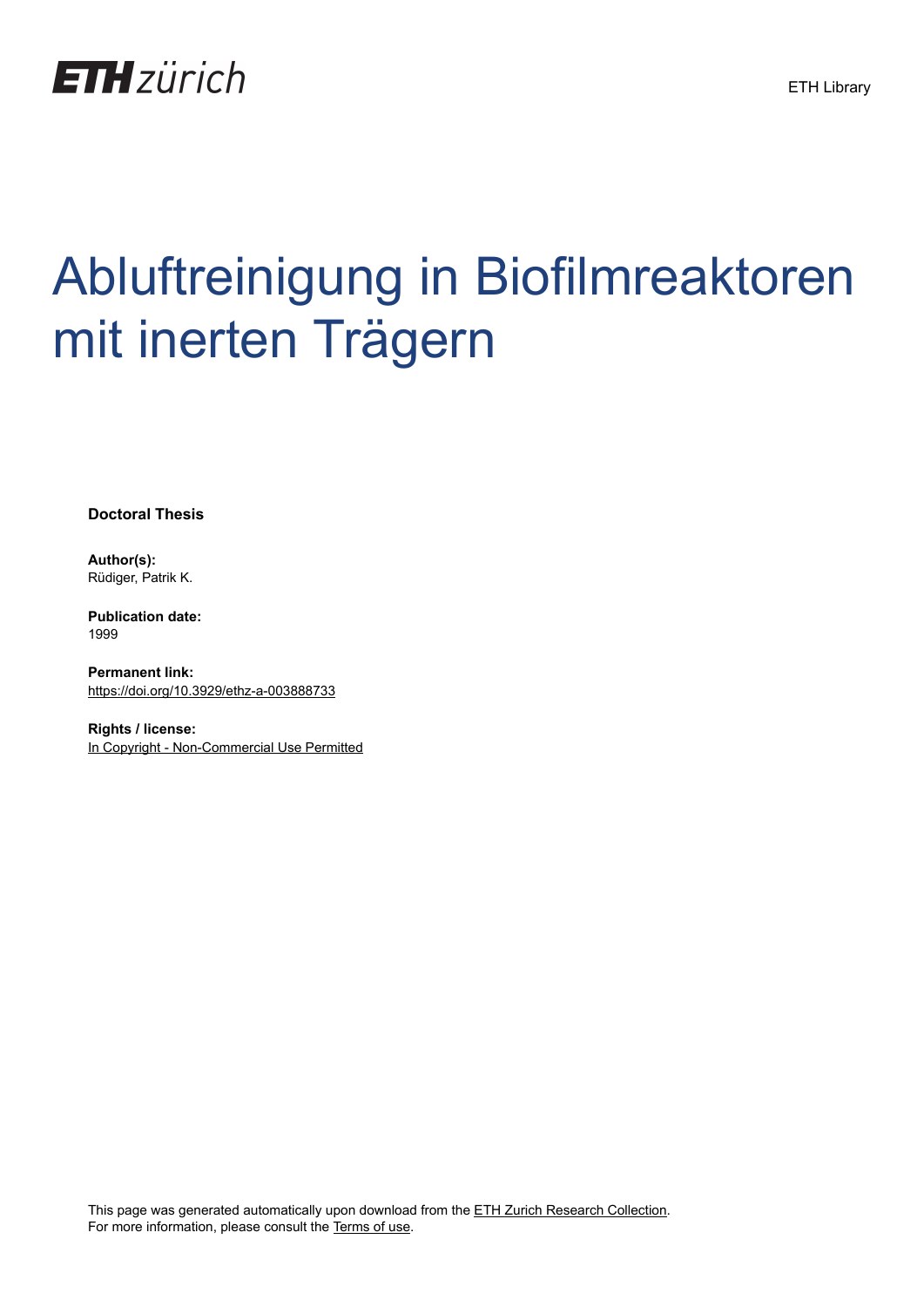ETH zürich

ETH Library

# Abluftreinigung in Biofilmreaktoren mit inerten Trägern

**Doctoral Thesis**

**Author(s):**
Rüdiger, Patrik K.

**Publication date:**
1999

**Permanent link:**
https://doi.org/10.3929/ethz-a-003888733

**Rights / license:**
In Copyright - Non-Commercial Use Permitted

This page was generated automatically upon download from the ETH Zurich Research Collection.
For more information, please consult the Terms of use.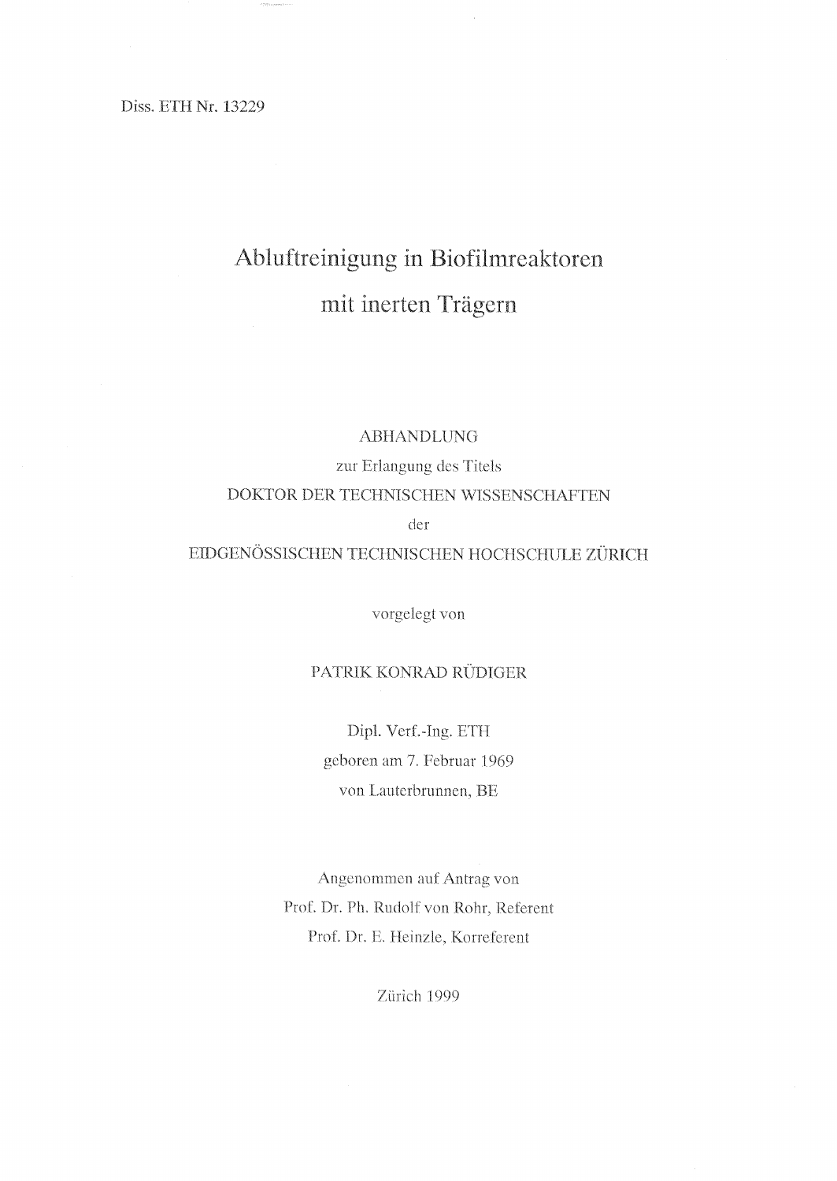Diss. ETH Nr. 13229

# Abluftreinigung in Biofilmreaktoren mit inerten Trägern

ABHANDLUNG

zur Erlangung des Titels

DOKTOR DER TECHNISCHEN WISSENSCHAFTEN

der

EIDGENÖSSISCHEN TECHNISCHEN HOCHSCHULE ZÜRICH

vorgelegt von

PATRIK KONRAD RÜDIGER

Dipl. Verf.-Ing. ETH

geboren am 7. Februar 1969

von Lauterbrunnen, BE

Angenommen auf Antrag von

Prof. Dr. Ph. Rudolf von Rohr, Referent

Prof. Dr. E. Heinzle, Korreferent

Zürich 1999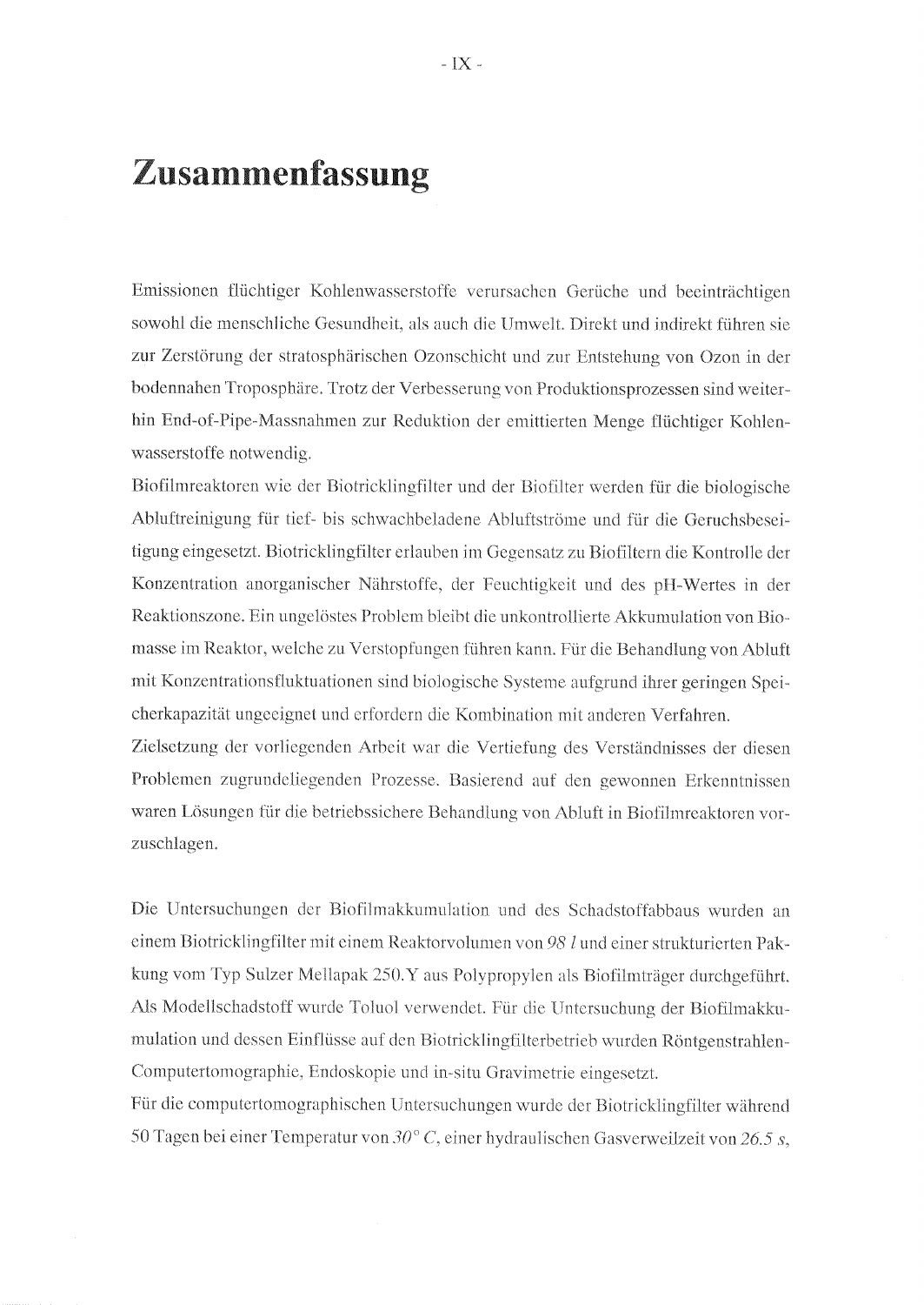# Zusammenfassung

Emissionen flüchtiger Kohlenwasserstoffe verursachen Gerüche und beeinträchtigen sowohl die menschliche Gesundheit, als auch die Umwelt. Direkt und indirekt führen sie zur Zerstörung der stratosphärischen Ozonschicht und zur Entstehung von Ozon in der bodennahen Troposphäre. Trotz der Verbesserung von Produktionsprozessen sind weiterhin End-of-Pipe-Massnahmen zur Reduktion der emittierten Menge flüchtiger Kohlenwasserstoffe notwendig.

Biofilmreaktoren wie der Biotricklingfilter und der Biofilter werden für die biologische Abluftreinigung für tief- bis schwachbeladene Abluftströme und für die Geruchsbeseitigung eingesetzt. Biotricklingfilter erlauben im Gegensatz zu Biofiltern die Kontrolle der Konzentration anorganischer Nährstoffe, der Feuchtigkeit und des pH-Wertes in der Reaktionszone. Ein ungelöstes Problem bleibt die unkontrollierte Akkumulation von Biomasse im Reaktor, welche zu Verstopfungen führen kann. Für die Behandlung von Abluft mit Konzentrationsfluktuationen sind biologische Systeme aufgrund ihrer geringen Speicherkapazität ungeeignet und erfordern die Kombination mit anderen Verfahren.

Zielsetzung der vorliegenden Arbeit war die Vertiefung des Verständnisses der diesen Problemen zugrundeliegenden Prozesse. Basierend auf den gewonnen Erkenntnissen waren Lösungen für die betriebssichere Behandlung von Abluft in Biofilmreaktoren vorzuschlagen.

Die Untersuchungen der Biofilmakkumulation und des Schadstoffabbaus wurden an einem Biotricklingfilter mit einem Reaktorvolumen von *98 l* und einer strukturierten Packung vom Typ Sulzer Mellapak 250.Y aus Polypropylen als Biofilmträger durchgeführt. Als Modellschadstoff wurde Toluol verwendet. Für die Untersuchung der Biofilmakkumulation und dessen Einflüsse auf den Biotricklingfilterbetrieb wurden Röntgenstrahlen-Computertomographie, Endoskopie und in-situ Gravimetrie eingesetzt.

Für die computertomographischen Untersuchungen wurde der Biotricklingfilter während 50 Tagen bei einer Temperatur von *30° C*, einer hydraulischen Gasverweilzeit von *26.5 s*,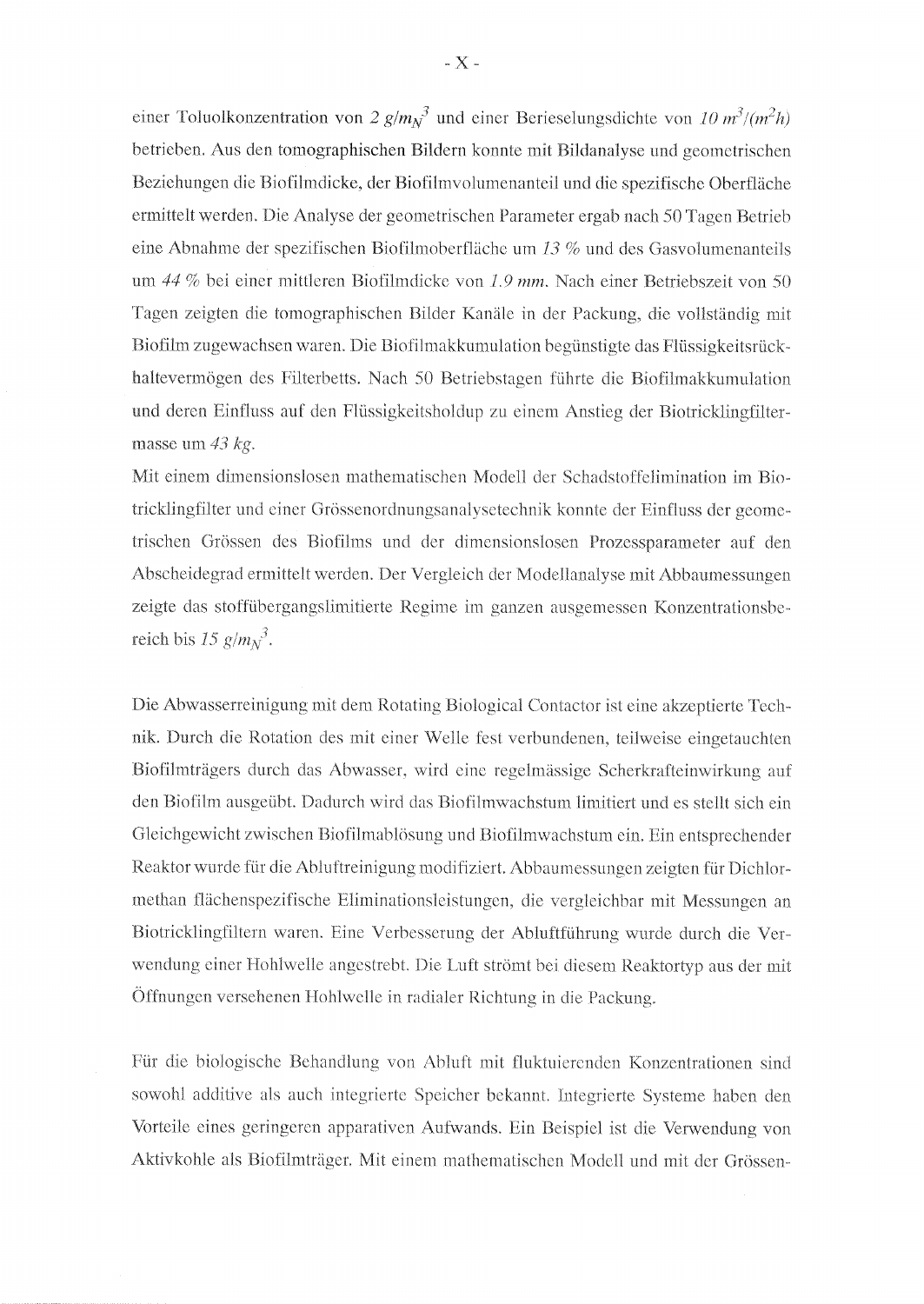einer Toluolkonzentration von *2* $g/m_N^3$ und einer Berieselungsdichte von *10* $m^3/(m^2h)$ betrieben. Aus den tomographischen Bildern konnte mit Bildanalyse und geometrischen Beziehungen die Biofilmdicke, der Biofilmvolumenanteil und die spezifische Oberfläche ermittelt werden. Die Analyse der geometrischen Parameter ergab nach 50 Tagen Betrieb eine Abnahme der spezifischen Biofilmoberfläche um *13 %* und des Gasvolumenanteils um *44 %* bei einer mittleren Biofilmdicke von *1.9 mm*. Nach einer Betriebszeit von 50 Tagen zeigten die tomographischen Bilder Kanäle in der Packung, die vollständig mit Biofilm zugewachsen waren. Die Biofilmakkumulation begünstigte das Flüssigkeitsrückhaltevermögen des Filterbetts. Nach 50 Betriebstagen führte die Biofilmakkumulation und deren Einfluss auf den Flüssigkeitsholdup zu einem Anstieg der Biotricklingfiltermasse um *43 kg*.

Mit einem dimensionslosen mathematischen Modell der Schadstoffelimination im Biotricklingfilter und einer Grössenordnungsanalysetechnik konnte der Einfluss der geometrischen Grössen des Biofilms und der dimensionslosen Prozessparameter auf den Abscheidegrad ermittelt werden. Der Vergleich der Modellanalyse mit Abbaumessungen zeigte das stoffübergangslimitierte Regime im ganzen ausgemessen Konzentrationsbereich bis *15* $g/m_N^3$.

Die Abwasserreinigung mit dem Rotating Biological Contactor ist eine akzeptierte Technik. Durch die Rotation des mit einer Welle fest verbundenen, teilweise eingetauchten Biofilmträgers durch das Abwasser, wird eine regelmässige Scherkrafteinwirkung auf den Biofilm ausgeübt. Dadurch wird das Biofilmwachstum limitiert und es stellt sich ein Gleichgewicht zwischen Biofilmablösung und Biofilmwachstum ein. Ein entsprechender Reaktor wurde für die Abluftreinigung modifiziert. Abbaumessungen zeigten für Dichlormethan flächenspezifische Eliminationsleistungen, die vergleichbar mit Messungen an Biotricklingfiltern waren. Eine Verbesserung der Abluftführung wurde durch die Verwendung einer Hohlwelle angestrebt. Die Luft strömt bei diesem Reaktortyp aus der mit Öffnungen versehenen Hohlwelle in radialer Richtung in die Packung.

Für die biologische Behandlung von Abluft mit fluktuierenden Konzentrationen sind sowohl additive als auch integrierte Speicher bekannt. Integrierte Systeme haben den Vorteile eines geringeren apparativen Aufwands. Ein Beispiel ist die Verwendung von Aktivkohle als Biofilmträger. Mit einem mathematischen Modell und mit der Grössen-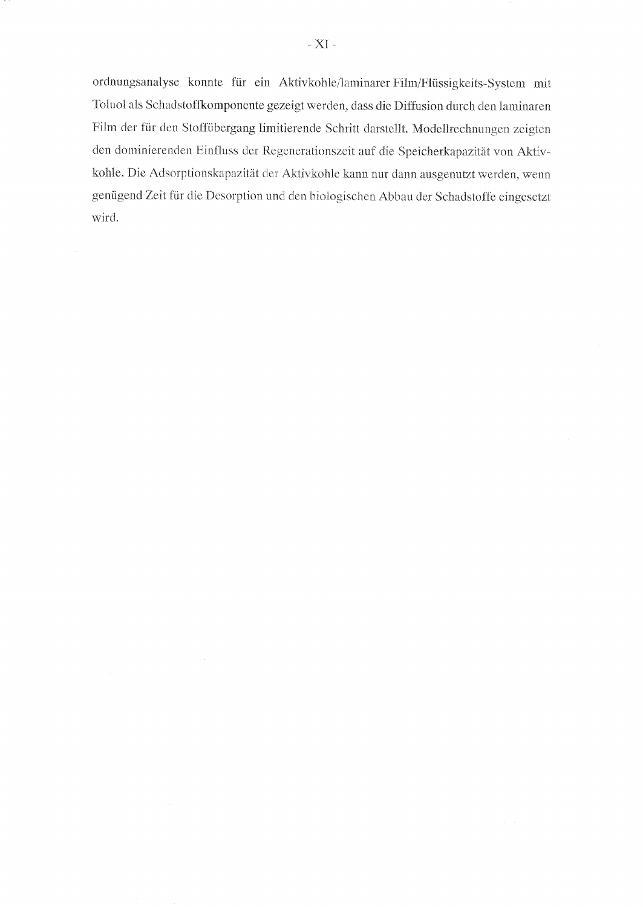ordnungsanalyse konnte für ein Aktivkohle/laminarer Film/Flüssigkeits-System mit Toluol als Schadstoffkomponente gezeigt werden, dass die Diffusion durch den laminaren Film der für den Stoffübergang limitierende Schritt darstellt. Modellrechnungen zeigten den dominierenden Einfluss der Regenerationszeit auf die Speicherkapazität von Aktivkohle. Die Adsorptionskapazität der Aktivkohle kann nur dann ausgenutzt werden, wenn genügend Zeit für die Desorption und den biologischen Abbau der Schadstoffe eingesetzt wird.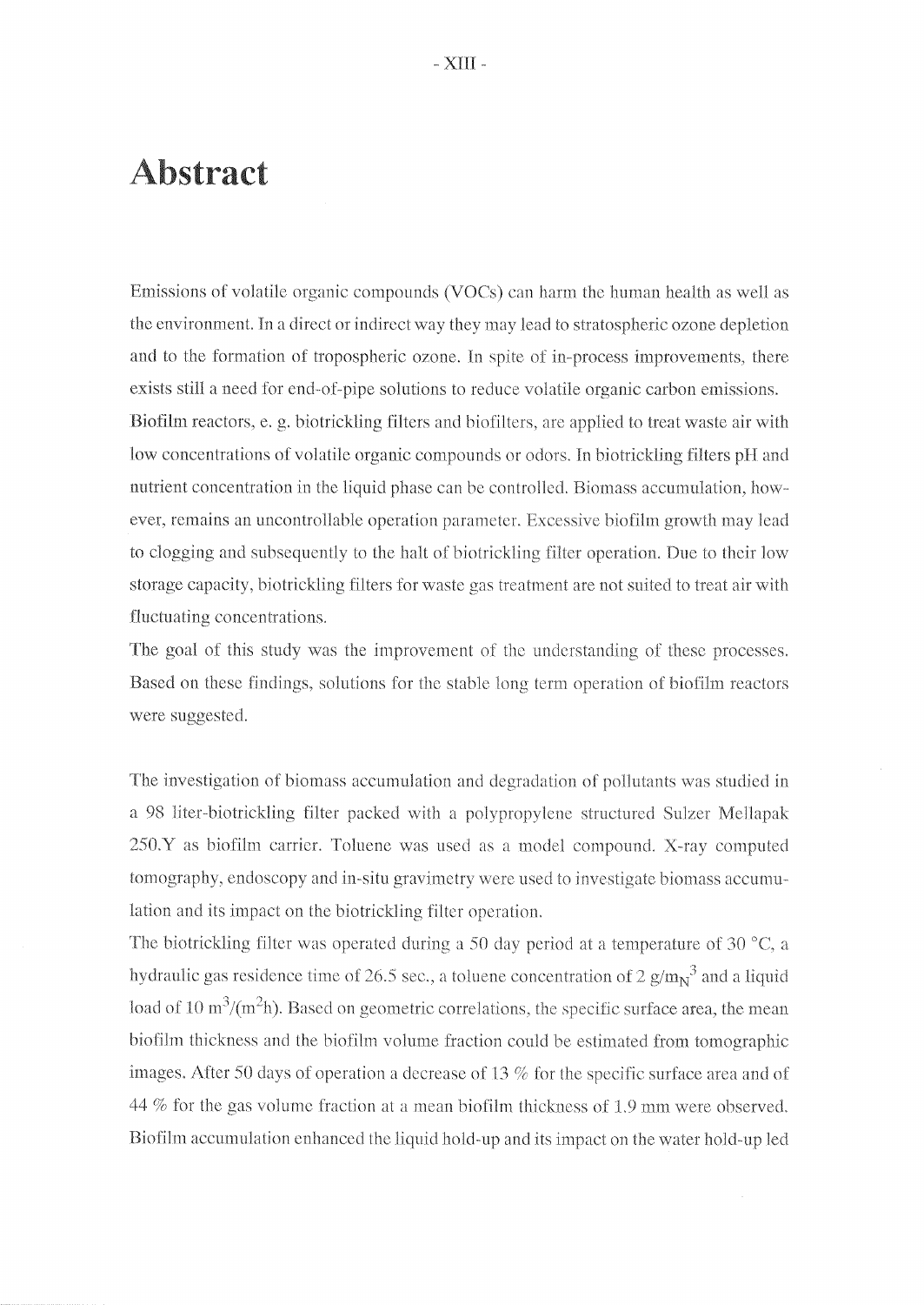# Abstract

Emissions of volatile organic compounds (VOCs) can harm the human health as well as the environment. In a direct or indirect way they may lead to stratospheric ozone depletion and to the formation of tropospheric ozone. In spite of in-process improvements, there exists still a need for end-of-pipe solutions to reduce volatile organic carbon emissions. Biofilm reactors, e. g. biotrickling filters and biofilters, are applied to treat waste air with low concentrations of volatile organic compounds or odors. In biotrickling filters pH and nutrient concentration in the liquid phase can be controlled. Biomass accumulation, however, remains an uncontrollable operation parameter. Excessive biofilm growth may lead to clogging and subsequently to the halt of biotrickling filter operation. Due to their low storage capacity, biotrickling filters for waste gas treatment are not suited to treat air with fluctuating concentrations.

The goal of this study was the improvement of the understanding of these processes. Based on these findings, solutions for the stable long term operation of biofilm reactors were suggested.

The investigation of biomass accumulation and degradation of pollutants was studied in a 98 liter-biotrickling filter packed with a polypropylene structured Sulzer Mellapak 250.Y as biofilm carrier. Toluene was used as a model compound. X-ray computed tomography, endoscopy and in-situ gravimetry were used to investigate biomass accumulation and its impact on the biotrickling filter operation.

The biotrickling filter was operated during a 50 day period at a temperature of 30 °C, a hydraulic gas residence time of 26.5 sec., a toluene concentration of 2 $g/m_N^3$ and a liquid load of 10 $m^3/(m^2h)$. Based on geometric correlations, the specific surface area, the mean biofilm thickness and the biofilm volume fraction could be estimated from tomographic images. After 50 days of operation a decrease of 13 % for the specific surface area and of 44 % for the gas volume fraction at a mean biofilm thickness of 1.9 mm were observed. Biofilm accumulation enhanced the liquid hold-up and its impact on the water hold-up led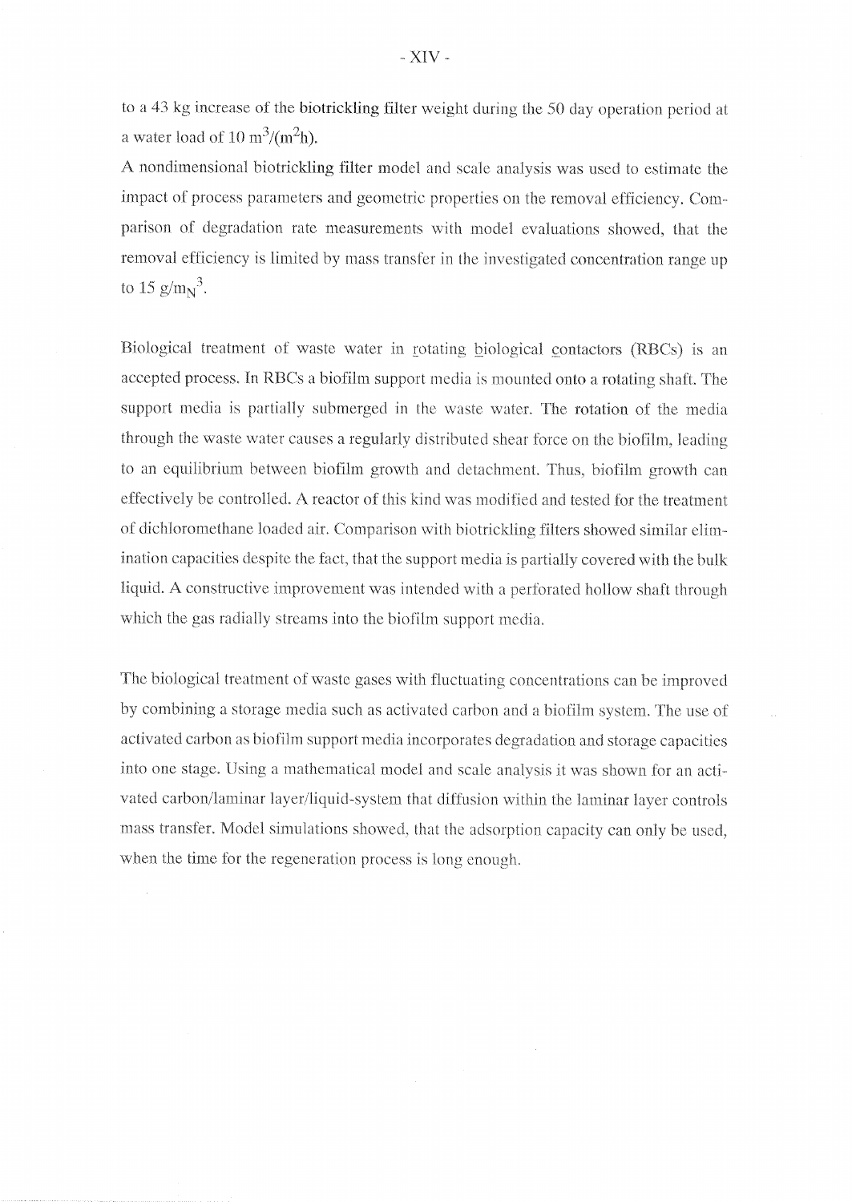to a 43 kg increase of the biotrickling filter weight during the 50 day operation period at a water load of 10 $m^3/(m^2h)$.

A nondimensional biotrickling filter model and scale analysis was used to estimate the impact of process parameters and geometric properties on the removal efficiency. Comparison of degradation rate measurements with model evaluations showed, that the removal efficiency is limited by mass transfer in the investigated concentration range up to 15 $g/m_N^3$.

Biological treatment of waste water in rotating biological contactors (RBCs) is an accepted process. In RBCs a biofilm support media is mounted onto a rotating shaft. The support media is partially submerged in the waste water. The rotation of the media through the waste water causes a regularly distributed shear force on the biofilm, leading to an equilibrium between biofilm growth and detachment. Thus, biofilm growth can effectively be controlled. A reactor of this kind was modified and tested for the treatment of dichloromethane loaded air. Comparison with biotrickling filters showed similar elimination capacities despite the fact, that the support media is partially covered with the bulk liquid. A constructive improvement was intended with a perforated hollow shaft through which the gas radially streams into the biofilm support media.

The biological treatment of waste gases with fluctuating concentrations can be improved by combining a storage media such as activated carbon and a biofilm system. The use of activated carbon as biofilm support media incorporates degradation and storage capacities into one stage. Using a mathematical model and scale analysis it was shown for an activated carbon/laminar layer/liquid-system that diffusion within the laminar layer controls mass transfer. Model simulations showed, that the adsorption capacity can only be used, when the time for the regeneration process is long enough.